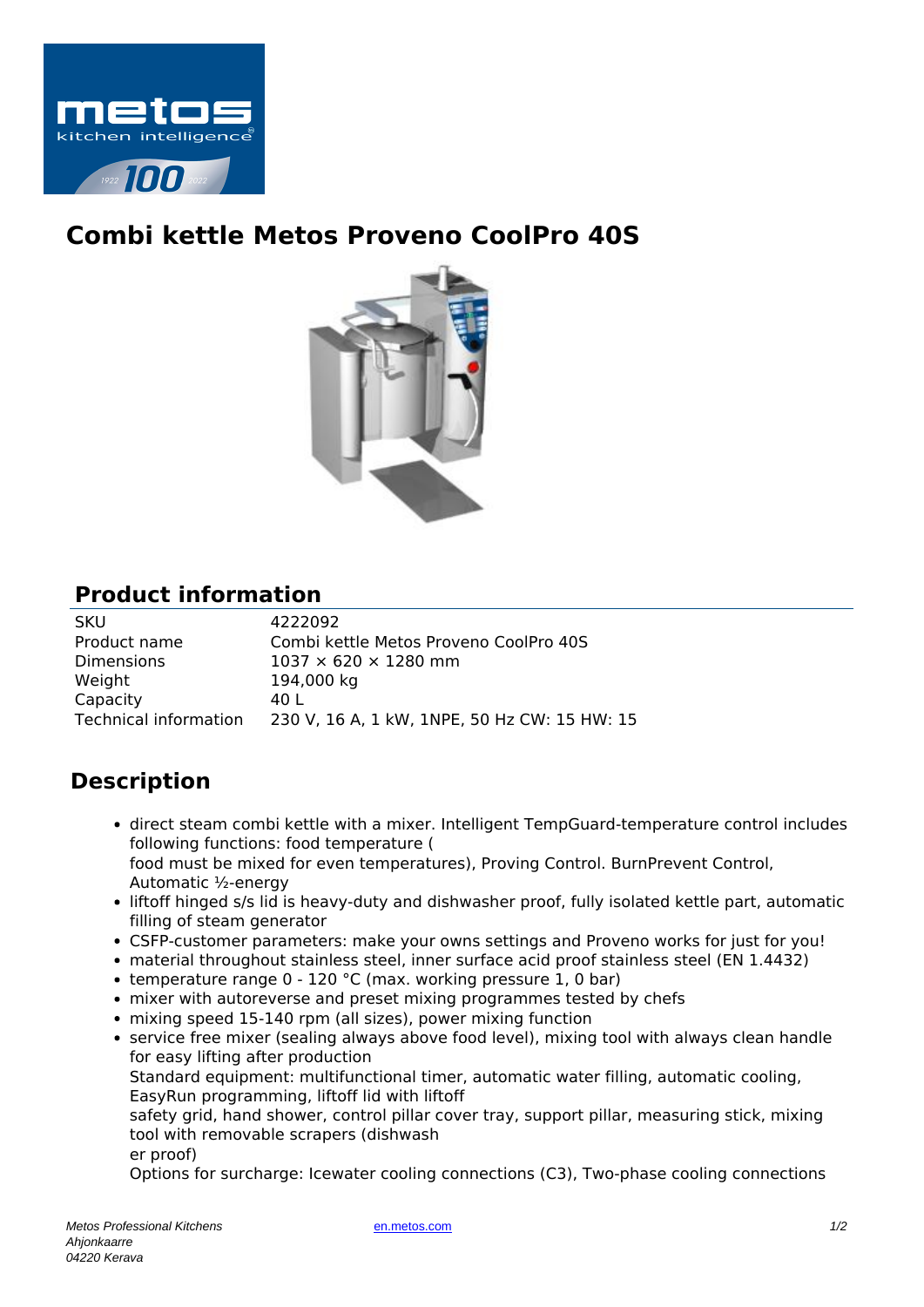# Combi kettle Metos Proveno CoolPro 40S

## Product information

| SKU | 4222092 |
|---|---|
| Product name | Combi kettle Metos Proveno CoolPro 40S |
| Dimensions | 1037 × 620 × 1280 mm |
| Weight | 194,000 kg |
| Capacity | 40 L |
| Technical information | 230 V, 16 A, 1 kW, 1NPE, 50 Hz CW: 15 HW: 15 |

## Description

- direct steam combi kettle with a mixer. Intelligent TempGuard-temperature control includes following functions: food temperature (
  food must be mixed for even temperatures), Proving Control. BurnPrevent Control, Automatic ½-energy
- liftoff hinged s/s lid is heavy-duty and dishwasher proof, fully isolated kettle part, automatic filling of steam generator
- CSFP-customer parameters: make your owns settings and Proveno works for just for you!
- material throughout stainless steel, inner surface acid proof stainless steel (EN 1.4432)
- temperature range 0 - 120 °C (max. working pressure 1, 0 bar)
- mixer with autoreverse and preset mixing programmes tested by chefs
- mixing speed 15-140 rpm (all sizes), power mixing function
- service free mixer (sealing always above food level), mixing tool with always clean handle for easy lifting after production
  Standard equipment: multifunctional timer, automatic water filling, automatic cooling, EasyRun programming, liftoff lid with liftoff
  safety grid, hand shower, control pillar cover tray, support pillar, measuring stick, mixing tool with removable scrapers (dishwash
  er proof)
  Options for surcharge: Icewater cooling connections (C3), Two-phase cooling connections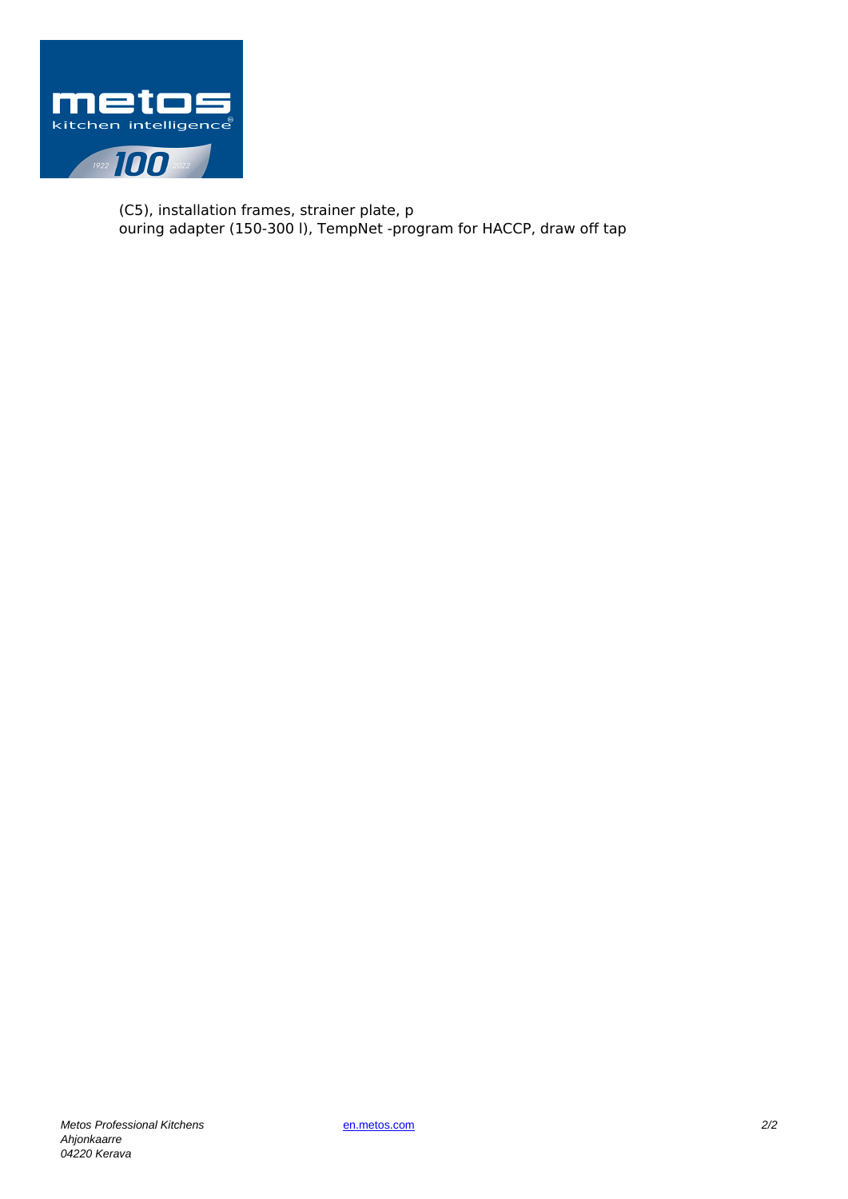(C5), installation frames, strainer plate, p
ouring adapter (150-300 l), TempNet -program for HACCP, draw off tap